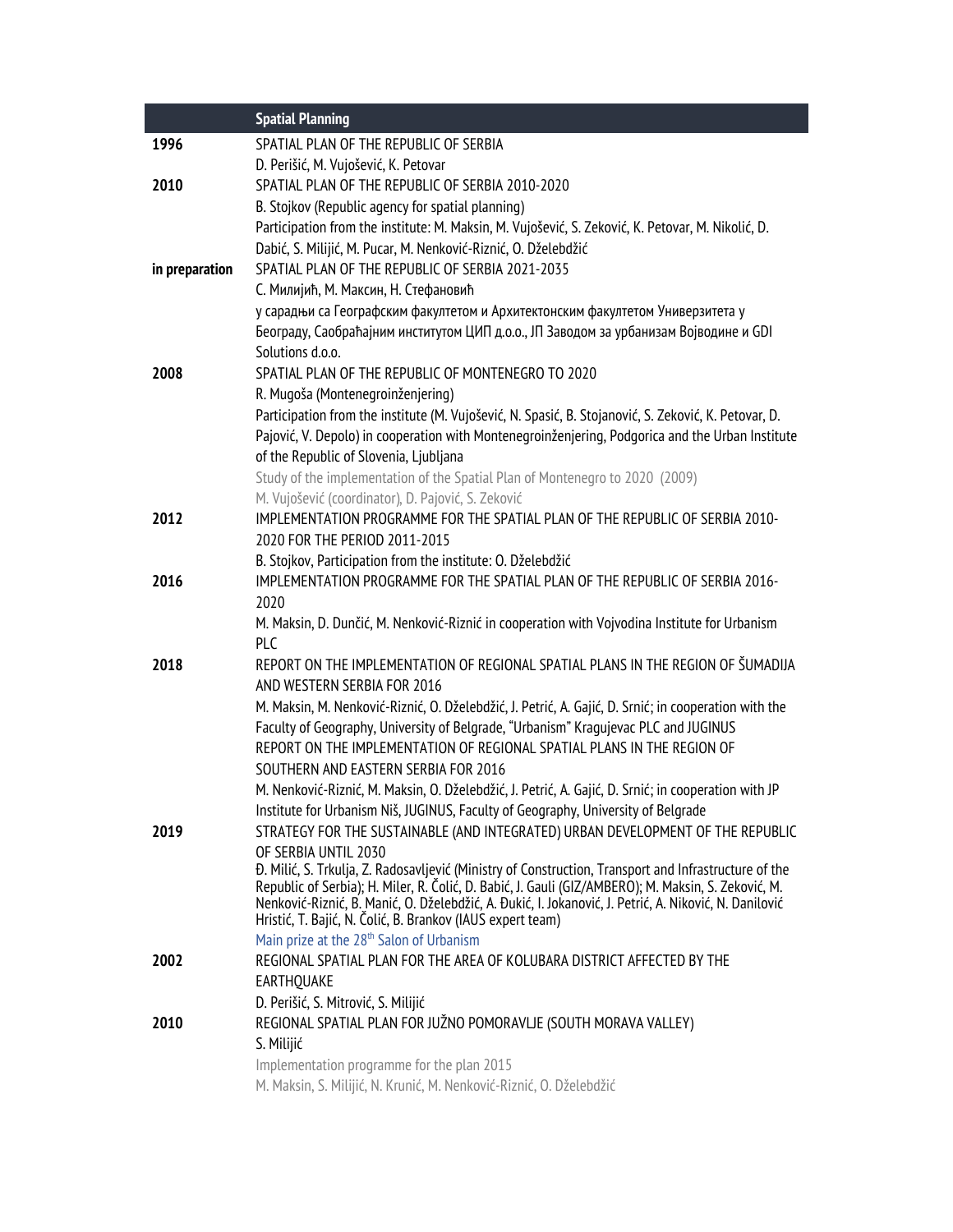| | Spatial Planning |
|---|---|
| 1996 | SPATIAL PLAN OF THE REPUBLIC OF SERBIA<br>D. Perišić, M. Vujošević, K. Petovar |
| 2010 | SPATIAL PLAN OF THE REPUBLIC OF SERBIA 2010-2020<br>B. Stojkov (Republic agency for spatial planning)<br>Participation from the institute: M. Maksin, M. Vujošević, S. Zeković, K. Petovar, M. Nikolić, D. Dabić, S. Milijić, M. Pucar, M. Nenković-Riznić, O. Dželebdžić |
| in preparation | SPATIAL PLAN OF THE REPUBLIC OF SERBIA 2021-2035<br>С. Милијић, М. Максин, Н. Стефановић<br>у сарадњи са Географским факултетом и Архитектонским факултетом Универзитета у Београду, Саобраћајним институтом ЦИП д.о.о., ЈП Заводом за урбанизам Војводине и GDI Solutions d.o.o. |
| 2008 | SPATIAL PLAN OF THE REPUBLIC OF MONTENEGRO TO 2020<br>R. Mugoša (Montenegroinženjering)<br>Participation from the institute (M. Vujošević, N. Spasić, B. Stojanović, S. Zeković, K. Petovar, D. Pajović, V. Depolo) in cooperation with Montenegroinženjering, Podgorica and the Urban Institute of the Republic of Slovenia, Ljubljana<br>Study of the implementation of the Spatial Plan of Montenegro to 2020 (2009)<br>M. Vujošević (coordinator), D. Pajović, S. Zeković |
| 2012 | IMPLEMENTATION PROGRAMME FOR THE SPATIAL PLAN OF THE REPUBLIC OF SERBIA 2010-2020 FOR THE PERIOD 2011-2015<br>B. Stojkov, Participation from the institute: O. Dželebdžić |
| 2016 | IMPLEMENTATION PROGRAMME FOR THE SPATIAL PLAN OF THE REPUBLIC OF SERBIA 2016-2020<br>M. Maksin, D. Dunčić, M. Nenković-Riznić in cooperation with Vojvodina Institute for Urbanism PLC |
| 2018 | REPORT ON THE IMPLEMENTATION OF REGIONAL SPATIAL PLANS IN THE REGION OF ŠUMADIJA AND WESTERN SERBIA FOR 2016<br>M. Maksin, M. Nenković-Riznić, O. Dželebdžić, J. Petrić, A. Gajić, D. Srnić; in cooperation with the Faculty of Geography, University of Belgrade, "Urbanism" Kragujevac PLC and JUGINUS<br>REPORT ON THE IMPLEMENTATION OF REGIONAL SPATIAL PLANS IN THE REGION OF SOUTHERN AND EASTERN SERBIA FOR 2016<br>M. Nenković-Riznić, M. Maksin, O. Dželebdžić, J. Petrić, A. Gajić, D. Srnić; in cooperation with JP Institute for Urbanism Niš, JUGINUS, Faculty of Geography, University of Belgrade |
| 2019 | STRATEGY FOR THE SUSTAINABLE (AND INTEGRATED) URBAN DEVELOPMENT OF THE REPUBLIC OF SERBIA UNTIL 2030<br>Đ. Milić, S. Trkulja, Z. Radosavljević (Ministry of Construction, Transport and Infrastructure of the Republic of Serbia); H. Miler, R. Čolić, D. Babić, J. Gauli (GIZ/AMBERO); M. Maksin, S. Zeković, M. Nenković-Riznić, B. Manić, O. Dželebdžić, A. Đukić, I. Jokanović, J. Petrić, A. Niković, N. Danilović Hristić, T. Bajić, N. Čolić, B. Brankov (IAUS expert team)<br>Main prize at the 28th Salon of Urbanism |
| 2002 | REGIONAL SPATIAL PLAN FOR THE AREA OF KOLUBARA DISTRICT AFFECTED BY THE EARTHQUAKE<br>D. Perišić, S. Mitrović, S. Milijić |
| 2010 | REGIONAL SPATIAL PLAN FOR JUŽNO POMORAVLJE (SOUTH MORAVA VALLEY)<br>S. Milijić<br>Implementation programme for the plan 2015<br>M. Maksin, S. Milijić, N. Krunić, M. Nenković-Riznić, O. Dželebdžić |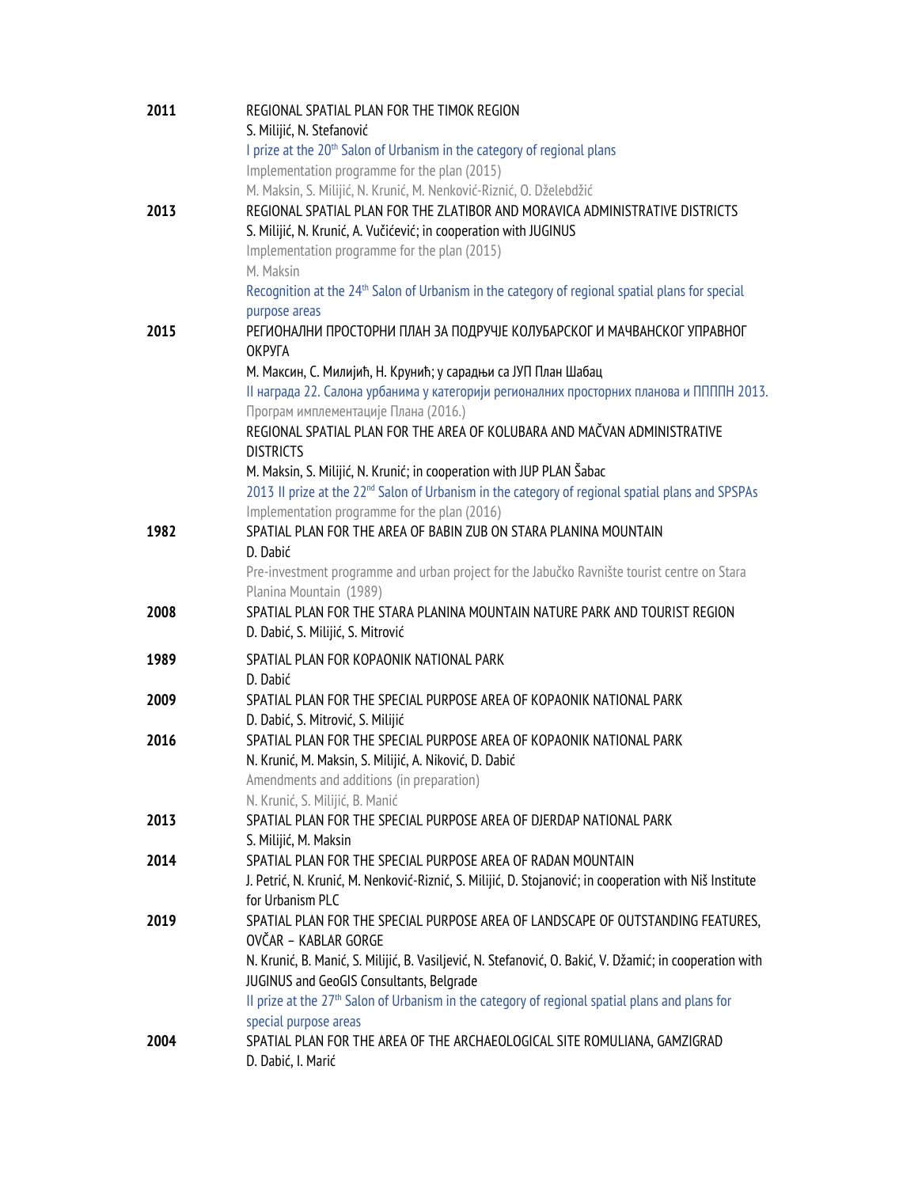**2011** REGIONAL SPATIAL PLAN FOR THE TIMOK REGION
S. Milijić, N. Stefanović
I prize at the 20th Salon of Urbanism in the category of regional plans
Implementation programme for the plan (2015)
M. Maksin, S. Milijić, N. Krunić, M. Nenković-Riznić, O. Dželebdžić

**2013** REGIONAL SPATIAL PLAN FOR THE ZLATIBOR AND MORAVICA ADMINISTRATIVE DISTRICTS
S. Milijić, N. Krunić, A. Vučićević; in cooperation with JUGINUS
Implementation programme for the plan (2015)
M. Maksin
Recognition at the 24th Salon of Urbanism in the category of regional spatial plans for special purpose areas

**2015** РЕГИОНАЛНИ ПРОСТОРНИ ПЛАН ЗА ПОДРУЧЈЕ КОЛУБАРСКОГ И МАЧВАНСКОГ УПРАВНОГ ОКРУГА
М. Максин, С. Милијић, Н. Крунић; у сарадњи са ЈУП План Шабац
II награда 22. Салона урбанизма у категорији регионалних просторних планова и ПППН 2013.
Програм имплементације Плана (2016.)
REGIONAL SPATIAL PLAN FOR THE AREA OF KOLUBARA AND MAČVAN ADMINISTRATIVE DISTRICTS
M. Maksin, S. Milijić, N. Krunić; in cooperation with JUP PLAN Šabac
2013 II prize at the 22nd Salon of Urbanism in the category of regional spatial plans and SPSPAs
Implementation programme for the plan (2016)

**1982** SPATIAL PLAN FOR THE AREA OF BABIN ZUB ON STARA PLANINA MOUNTAIN
D. Dabić
Pre-investment programme and urban project for the Jabučko Ravnište tourist centre on Stara Planina Mountain (1989)

**2008** SPATIAL PLAN FOR THE STARA PLANINA MOUNTAIN NATURE PARK AND TOURIST REGION
D. Dabić, S. Milijić, S. Mitrović

**1989** SPATIAL PLAN FOR KOPAONIK NATIONAL PARK
D. Dabić

**2009** SPATIAL PLAN FOR THE SPECIAL PURPOSE AREA OF KOPAONIK NATIONAL PARK
D. Dabić, S. Mitrović, S. Milijić

**2016** SPATIAL PLAN FOR THE SPECIAL PURPOSE AREA OF KOPAONIK NATIONAL PARK
N. Krunić, M. Maksin, S. Milijić, A. Niković, D. Dabić
Amendments and additions (in preparation)
N. Krunić, S. Milijić, B. Manić

**2013** SPATIAL PLAN FOR THE SPECIAL PURPOSE AREA OF DJERDAP NATIONAL PARK
S. Milijić, M. Maksin

**2014** SPATIAL PLAN FOR THE SPECIAL PURPOSE AREA OF RADAN MOUNTAIN
J. Petrić, N. Krunić, M. Nenković-Riznić, S. Milijić, D. Stojanović; in cooperation with Niš Institute for Urbanism PLC

**2019** SPATIAL PLAN FOR THE SPECIAL PURPOSE AREA OF LANDSCAPE OF OUTSTANDING FEATURES, OVČAR – KABLAR GORGE
N. Krunić, B. Manić, S. Milijić, B. Vasiljević, N. Stefanović, O. Bakić, V. Džamić; in cooperation with JUGINUS and GeoGIS Consultants, Belgrade
II prize at the 27th Salon of Urbanism in the category of regional spatial plans and plans for special purpose areas

**2004** SPATIAL PLAN FOR THE AREA OF THE ARCHAEOLOGICAL SITE ROMULIANA, GAMZIGRAD
D. Dabić, I. Marić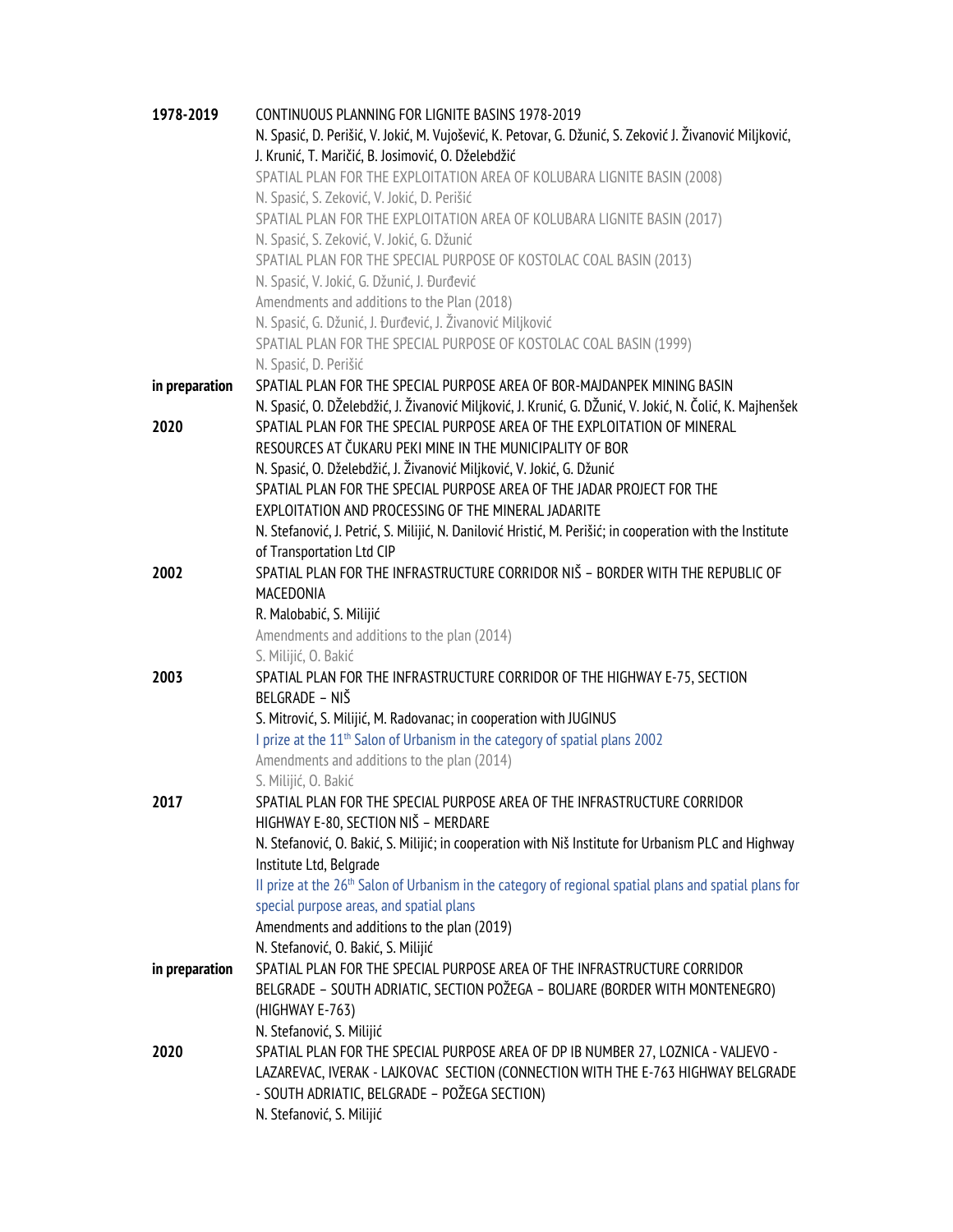**1978-2019** CONTINUOUS PLANNING FOR LIGNITE BASINS 1978-2019
N. Spasić, D. Perišić, V. Jokić, M. Vujošević, K. Petovar, G. Džunić, S. Zeković J. Živanović Miljković, J. Krunić, T. Maričić, B. Josimović, O. Dželebdžić

SPATIAL PLAN FOR THE EXPLOITATION AREA OF KOLUBARA LIGNITE BASIN (2008)
N. Spasić, S. Zeković, V. Jokić, D. Perišić

SPATIAL PLAN FOR THE EXPLOITATION AREA OF KOLUBARA LIGNITE BASIN (2017)
N. Spasić, S. Zeković, V. Jokić, G. Džunić

SPATIAL PLAN FOR THE SPECIAL PURPOSE OF KOSTOLAC COAL BASIN (2013)
N. Spasić, V. Jokić, G. Džunić, J. Đurđević

Amendments and additions to the Plan (2018)
N. Spasić, G. Džunić, J. Đurđević, J. Živanović Miljković

SPATIAL PLAN FOR THE SPECIAL PURPOSE OF KOSTOLAC COAL BASIN (1999)
N. Spasić, D. Perišić

**in preparation** SPATIAL PLAN FOR THE SPECIAL PURPOSE AREA OF BOR-MAJDANPEK MINING BASIN
N. Spasić, O. DŽelebdžić, J. Živanović Miljković, J. Krunić, G. DŽunić, V. Jokić, N. Čolić, K. Majhenšek

**2020** SPATIAL PLAN FOR THE SPECIAL PURPOSE AREA OF THE EXPLOITATION OF MINERAL RESOURCES AT ČUKARU PEKI MINE IN THE MUNICIPALITY OF BOR
N. Spasić, O. Dželebdžić, J. Živanović Miljković, V. Jokić, G. Džunić

SPATIAL PLAN FOR THE SPECIAL PURPOSE AREA OF THE JADAR PROJECT FOR THE EXPLOITATION AND PROCESSING OF THE MINERAL JADARITE
N. Stefanović, J. Petrić, S. Milijić, N. Danilović Hristić, M. Perišić; in cooperation with the Institute of Transportation Ltd CIP

**2002** SPATIAL PLAN FOR THE INFRASTRUCTURE CORRIDOR NIŠ – BORDER WITH THE REPUBLIC OF MACEDONIA
R. Malobabić, S. Milijić

Amendments and additions to the plan (2014)
S. Milijić, O. Bakić

**2003** SPATIAL PLAN FOR THE INFRASTRUCTURE CORRIDOR OF THE HIGHWAY E-75, SECTION BELGRADE – NIŠ
S. Mitrović, S. Milijić, M. Radovanac; in cooperation with JUGINUS

I prize at the 11th Salon of Urbanism in the category of spatial plans 2002

Amendments and additions to the plan (2014)
S. Milijić, O. Bakić

**2017** SPATIAL PLAN FOR THE SPECIAL PURPOSE AREA OF THE INFRASTRUCTURE CORRIDOR HIGHWAY E-80, SECTION NIŠ – MERDARE
N. Stefanović, O. Bakić, S. Milijić; in cooperation with Niš Institute for Urbanism PLC and Highway Institute Ltd, Belgrade

II prize at the 26th Salon of Urbanism in the category of regional spatial plans and spatial plans for special purpose areas, and spatial plans

Amendments and additions to the plan (2019)
N. Stefanović, O. Bakić, S. Milijić

**in preparation** SPATIAL PLAN FOR THE SPECIAL PURPOSE AREA OF THE INFRASTRUCTURE CORRIDOR BELGRADE – SOUTH ADRIATIC, SECTION POŽEGA – BOLJARE (BORDER WITH MONTENEGRO) (HIGHWAY E-763)
N. Stefanović, S. Milijić

**2020** SPATIAL PLAN FOR THE SPECIAL PURPOSE AREA OF DP IB NUMBER 27, LOZNICA - VALJEVO - LAZAREVAC, IVERAK - LAJKOVAC SECTION (CONNECTION WITH THE E-763 HIGHWAY BELGRADE - SOUTH ADRIATIC, BELGRADE – POŽEGA SECTION)
N. Stefanović, S. Milijić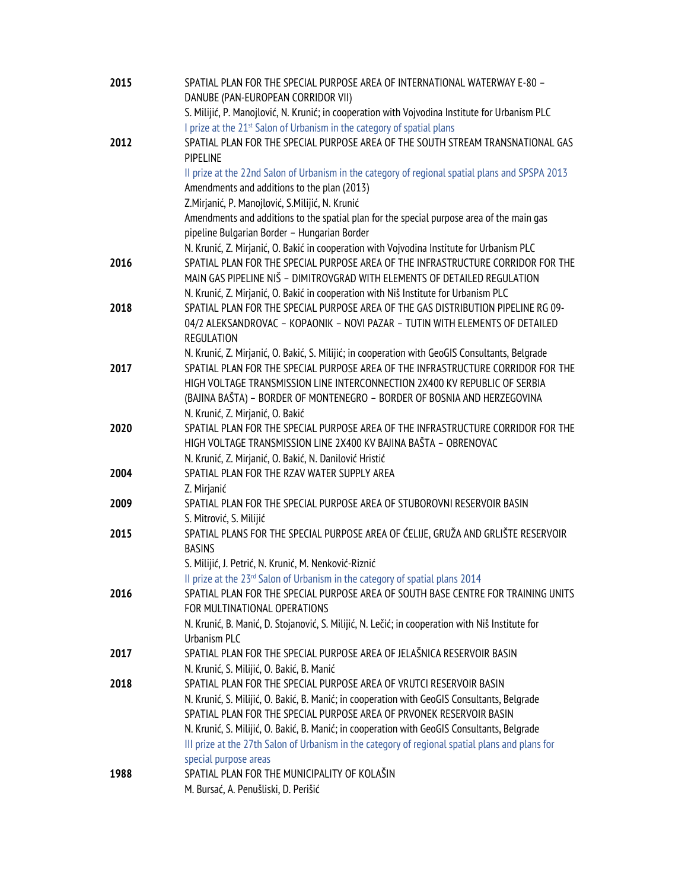**2015** SPATIAL PLAN FOR THE SPECIAL PURPOSE AREA OF INTERNATIONAL WATERWAY E-80 – DANUBE (PAN-EUROPEAN CORRIDOR VII)
S. Milijić, P. Manojlović, N. Krunić; in cooperation with Vojvodina Institute for Urbanism PLC
I prize at the 21st Salon of Urbanism in the category of spatial plans

**2012** SPATIAL PLAN FOR THE SPECIAL PURPOSE AREA OF THE SOUTH STREAM TRANSNATIONAL GAS PIPELINE
II prize at the 22nd Salon of Urbanism in the category of regional spatial plans and SPSPA 2013
Amendments and additions to the plan (2013)
Z.Mirjanić, P. Manojlović, S.Milijić, N. Krunić
Amendments and additions to the spatial plan for the special purpose area of the main gas pipeline Bulgarian Border – Hungarian Border
N. Krunić, Z. Mirjanić, O. Bakić in cooperation with Vojvodina Institute for Urbanism PLC

**2016** SPATIAL PLAN FOR THE SPECIAL PURPOSE AREA OF THE INFRASTRUCTURE CORRIDOR FOR THE MAIN GAS PIPELINE NIŠ – DIMITROVGRAD WITH ELEMENTS OF DETAILED REGULATION
N. Krunić, Z. Mirjanić, O. Bakić in cooperation with Niš Institute for Urbanism PLC

**2018** SPATIAL PLAN FOR THE SPECIAL PURPOSE AREA OF THE GAS DISTRIBUTION PIPELINE RG 09-04/2 ALEKSANDROVAC – KOPAONIK – NOVI PAZAR – TUTIN WITH ELEMENTS OF DETAILED REGULATION
N. Krunić, Z. Mirjanić, O. Bakić, S. Milijić; in cooperation with GeoGIS Consultants, Belgrade

**2017** SPATIAL PLAN FOR THE SPECIAL PURPOSE AREA OF THE INFRASTRUCTURE CORRIDOR FOR THE HIGH VOLTAGE TRANSMISSION LINE INTERCONNECTION 2X400 KV REPUBLIC OF SERBIA (BAJINA BAŠTA) – BORDER OF MONTENEGRO – BORDER OF BOSNIA AND HERZEGOVINA
N. Krunić, Z. Mirjanić, O. Bakić

**2020** SPATIAL PLAN FOR THE SPECIAL PURPOSE AREA OF THE INFRASTRUCTURE CORRIDOR FOR THE HIGH VOLTAGE TRANSMISSION LINE 2X400 KV BAJINA BAŠTA – OBRENOVAC
N. Krunić, Z. Mirjanić, O. Bakić, N. Danilović Hristić

**2004** SPATIAL PLAN FOR THE RZAV WATER SUPPLY AREA
Z. Mirjanić

**2009** SPATIAL PLAN FOR THE SPECIAL PURPOSE AREA OF STUBOROVNI RESERVOIR BASIN
S. Mitrović, S. Milijić

**2015** SPATIAL PLANS FOR THE SPECIAL PURPOSE AREA OF ĆELIJE, GRUŽA AND GRLIŠTE RESERVOIR BASINS
S. Milijić, J. Petrić, N. Krunić, M. Nenković-Riznić
II prize at the 23rd Salon of Urbanism in the category of spatial plans 2014

**2016** SPATIAL PLAN FOR THE SPECIAL PURPOSE AREA OF SOUTH BASE CENTRE FOR TRAINING UNITS FOR MULTINATIONAL OPERATIONS
N. Krunić, B. Manić, D. Stojanović, S. Milijić, N. Lečić; in cooperation with Niš Institute for Urbanism PLC

**2017** SPATIAL PLAN FOR THE SPECIAL PURPOSE AREA OF JELAŠNICA RESERVOIR BASIN
N. Krunić, S. Milijić, O. Bakić, B. Manić

**2018** SPATIAL PLAN FOR THE SPECIAL PURPOSE AREA OF VRUTCI RESERVOIR BASIN
N. Krunić, S. Milijić, O. Bakić, B. Manić; in cooperation with GeoGIS Consultants, Belgrade
SPATIAL PLAN FOR THE SPECIAL PURPOSE AREA OF PRVONEK RESERVOIR BASIN
N. Krunić, S. Milijić, O. Bakić, B. Manić; in cooperation with GeoGIS Consultants, Belgrade
III prize at the 27th Salon of Urbanism in the category of regional spatial plans and plans for special purpose areas

**1988** SPATIAL PLAN FOR THE MUNICIPALITY OF KOLAŠIN
M. Bursać, A. Penušliski, D. Perišić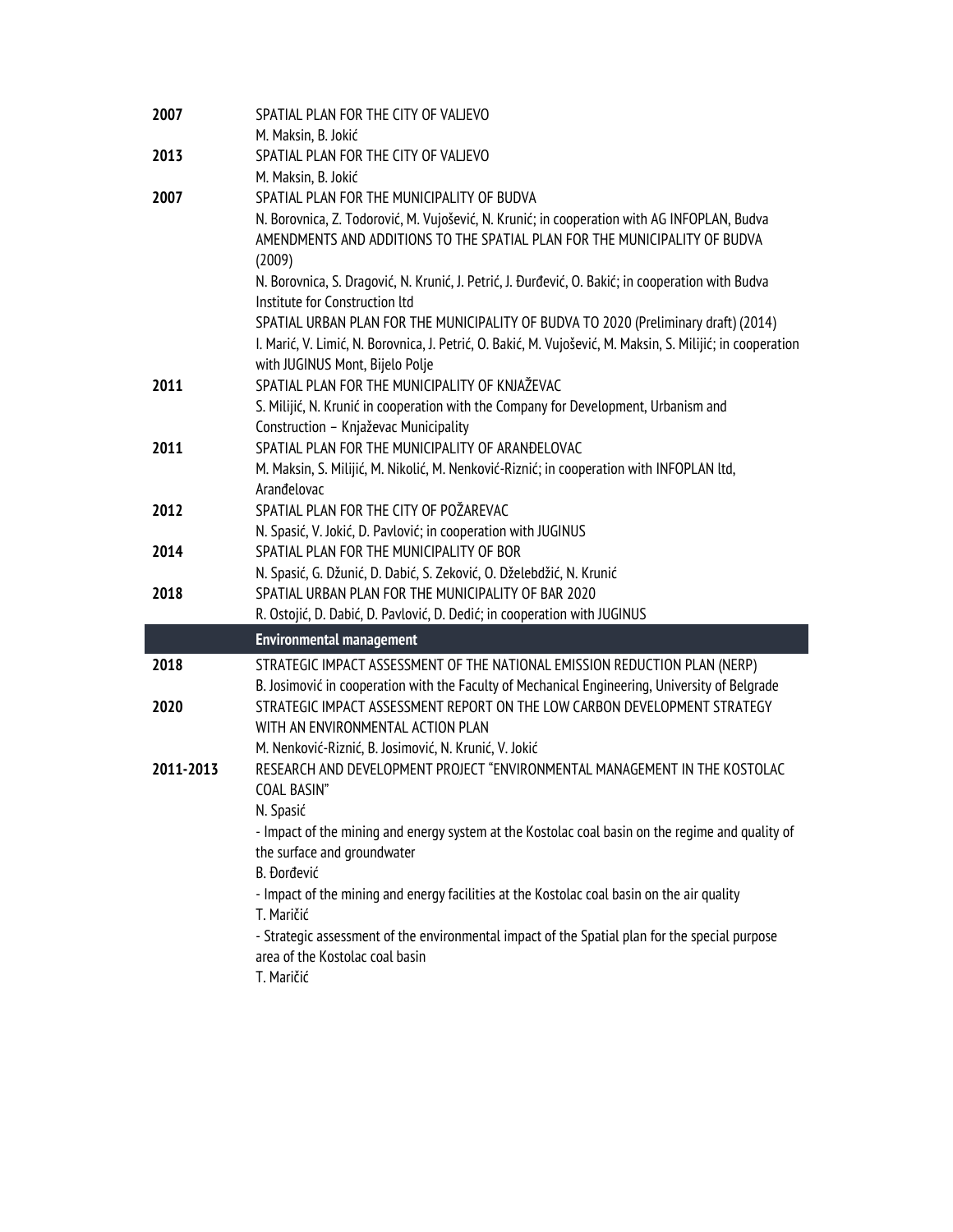**2007** SPATIAL PLAN FOR THE CITY OF VALJEVO
M. Maksin, B. Jokić

**2013** SPATIAL PLAN FOR THE CITY OF VALJEVO
M. Maksin, B. Jokić

**2007** SPATIAL PLAN FOR THE MUNICIPALITY OF BUDVA
N. Borovnica, Z. Todorović, M. Vujošević, N. Krunić; in cooperation with AG INFOPLAN, Budva
AMENDMENTS AND ADDITIONS TO THE SPATIAL PLAN FOR THE MUNICIPALITY OF BUDVA (2009)
N. Borovnica, S. Dragović, N. Krunić, J. Petrić, J. Đurđević, O. Bakić; in cooperation with Budva Institute for Construction ltd
SPATIAL URBAN PLAN FOR THE MUNICIPALITY OF BUDVA TO 2020 (Preliminary draft) (2014)
I. Marić, V. Limić, N. Borovnica, J. Petrić, O. Bakić, M. Vujošević, M. Maksin, S. Milijić; in cooperation with JUGINUS Mont, Bijelo Polje

**2011** SPATIAL PLAN FOR THE MUNICIPALITY OF KNJAŽEVAC
S. Milijić, N. Krunić in cooperation with the Company for Development, Urbanism and Construction – Knjaževac Municipality

**2011** SPATIAL PLAN FOR THE MUNICIPALITY OF ARANĐELOVAC
M. Maksin, S. Milijić, M. Nikolić, M. Nenković-Riznić; in cooperation with INFOPLAN ltd, Aranđelovac

**2012** SPATIAL PLAN FOR THE CITY OF POŽAREVAC
N. Spasić, V. Jokić, D. Pavlović; in cooperation with JUGINUS

**2014** SPATIAL PLAN FOR THE MUNICIPALITY OF BOR
N. Spasić, G. Džunić, D. Dabić, S. Zeković, O. Dželebdžić, N. Krunić

**2018** SPATIAL URBAN PLAN FOR THE MUNICIPALITY OF BAR 2020
R. Ostojić, D. Dabić, D. Pavlović, D. Dedić; in cooperation with JUGINUS

## Environmental management

**2018** STRATEGIC IMPACT ASSESSMENT OF THE NATIONAL EMISSION REDUCTION PLAN (NERP)
B. Josimović in cooperation with the Faculty of Mechanical Engineering, University of Belgrade

**2020** STRATEGIC IMPACT ASSESSMENT REPORT ON THE LOW CARBON DEVELOPMENT STRATEGY WITH AN ENVIRONMENTAL ACTION PLAN
M. Nenković-Riznić, B. Josimović, N. Krunić, V. Jokić

**2011-2013** RESEARCH AND DEVELOPMENT PROJECT "ENVIRONMENTAL MANAGEMENT IN THE KOSTOLAC COAL BASIN"
N. Spasić
- Impact of the mining and energy system at the Kostolac coal basin on the regime and quality of the surface and groundwater
B. Đorđević
- Impact of the mining and energy facilities at the Kostolac coal basin on the air quality
T. Maričić
- Strategic assessment of the environmental impact of the Spatial plan for the special purpose area of the Kostolac coal basin
T. Maričić